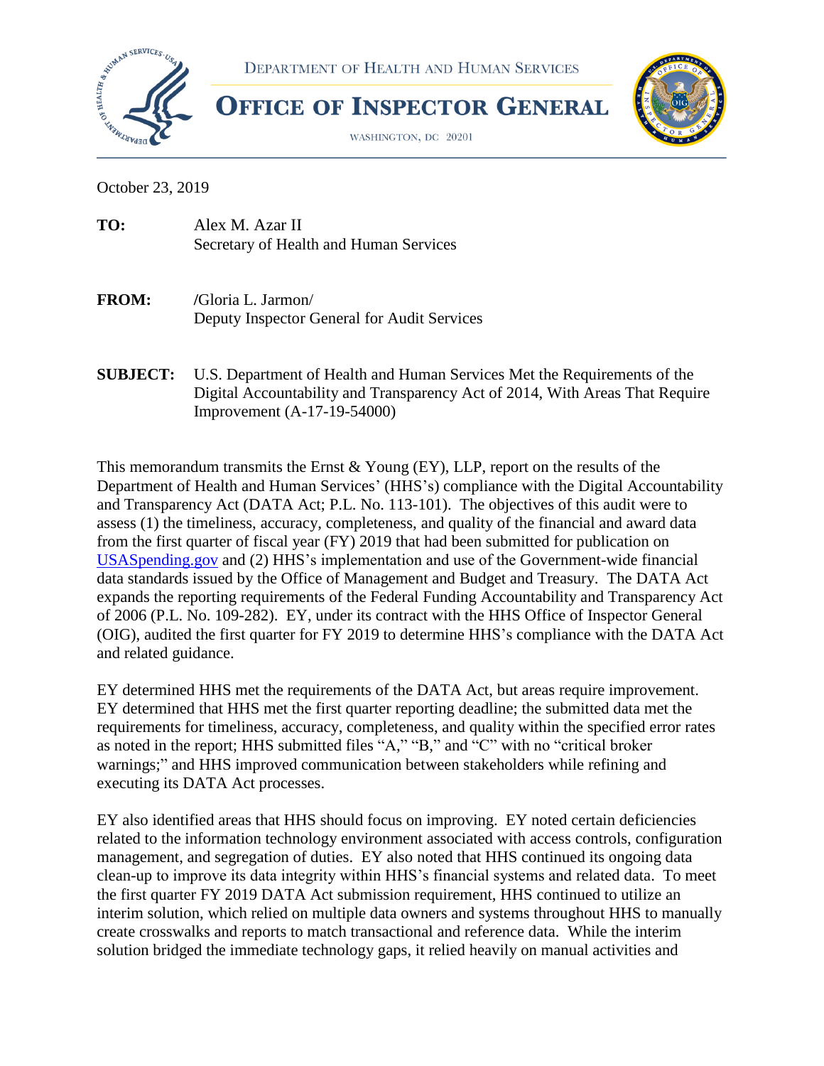DEPARTMENT OF HEALTH AND HUMAN SERVICES

**OFFICE OF INSPECTOR GENERAL**

WASHINGTON, DC 20201

October 23, 2019

**TO:** Alex M. Azar II
Secretary of Health and Human Services

**FROM:** /Gloria L. Jarmon/
Deputy Inspector General for Audit Services

**SUBJECT:** U.S. Department of Health and Human Services Met the Requirements of the Digital Accountability and Transparency Act of 2014, With Areas That Require Improvement (A-17-19-54000)

This memorandum transmits the Ernst & Young (EY), LLP, report on the results of the Department of Health and Human Services' (HHS's) compliance with the Digital Accountability and Transparency Act (DATA Act; P.L. No. 113-101). The objectives of this audit were to assess (1) the timeliness, accuracy, completeness, and quality of the financial and award data from the first quarter of fiscal year (FY) 2019 that had been submitted for publication on USASpending.gov and (2) HHS's implementation and use of the Government-wide financial data standards issued by the Office of Management and Budget and Treasury. The DATA Act expands the reporting requirements of the Federal Funding Accountability and Transparency Act of 2006 (P.L. No. 109-282). EY, under its contract with the HHS Office of Inspector General (OIG), audited the first quarter for FY 2019 to determine HHS's compliance with the DATA Act and related guidance.

EY determined HHS met the requirements of the DATA Act, but areas require improvement. EY determined that HHS met the first quarter reporting deadline; the submitted data met the requirements for timeliness, accuracy, completeness, and quality within the specified error rates as noted in the report; HHS submitted files "A," "B," and "C" with no "critical broker warnings;" and HHS improved communication between stakeholders while refining and executing its DATA Act processes.

EY also identified areas that HHS should focus on improving. EY noted certain deficiencies related to the information technology environment associated with access controls, configuration management, and segregation of duties. EY also noted that HHS continued its ongoing data clean-up to improve its data integrity within HHS's financial systems and related data. To meet the first quarter FY 2019 DATA Act submission requirement, HHS continued to utilize an interim solution, which relied on multiple data owners and systems throughout HHS to manually create crosswalks and reports to match transactional and reference data. While the interim solution bridged the immediate technology gaps, it relied heavily on manual activities and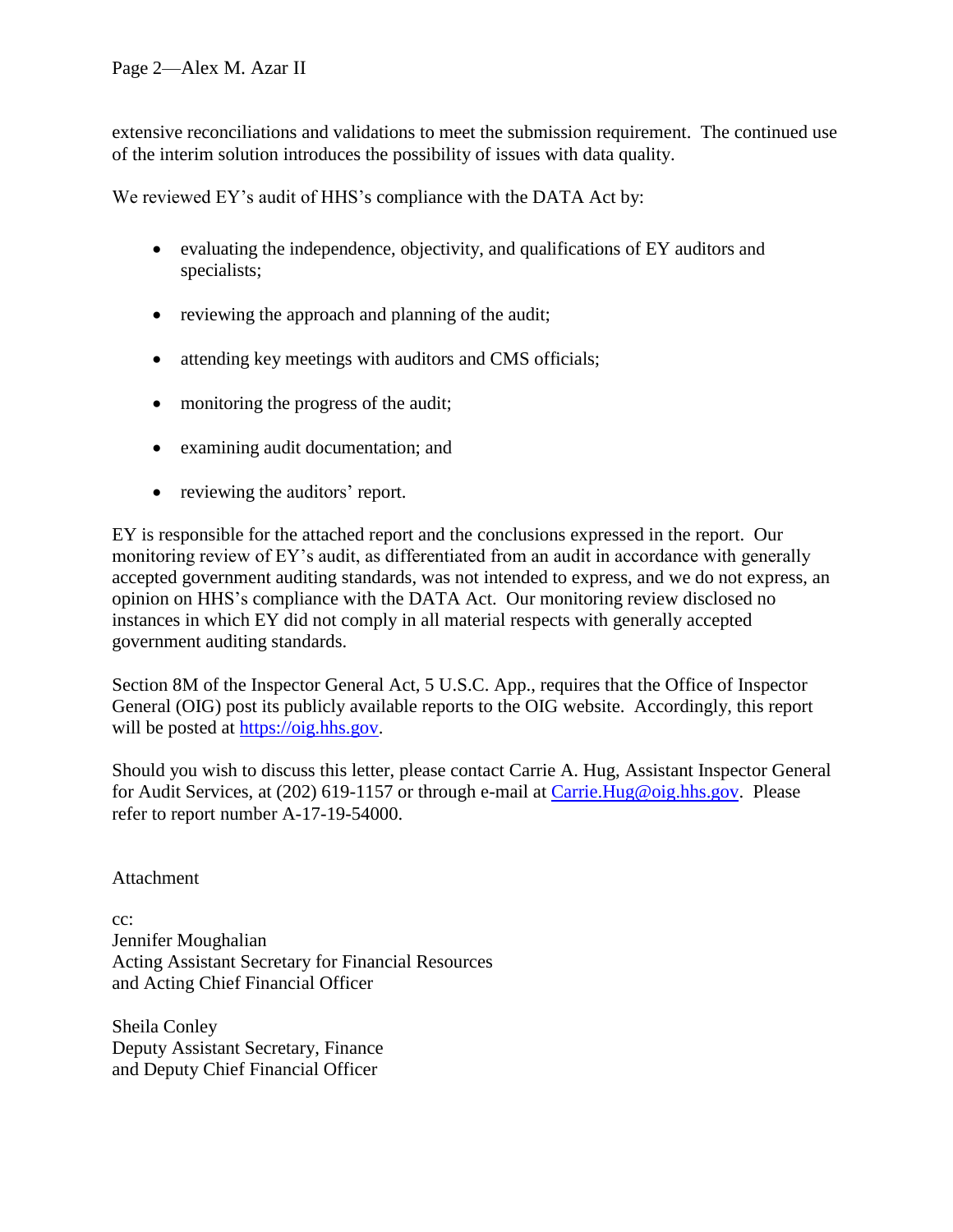extensive reconciliations and validations to meet the submission requirement. The continued use of the interim solution introduces the possibility of issues with data quality.

We reviewed EY's audit of HHS's compliance with the DATA Act by:

- evaluating the independence, objectivity, and qualifications of EY auditors and specialists;
- reviewing the approach and planning of the audit;
- attending key meetings with auditors and CMS officials;
- monitoring the progress of the audit;
- examining audit documentation; and
- reviewing the auditors' report.

EY is responsible for the attached report and the conclusions expressed in the report. Our monitoring review of EY's audit, as differentiated from an audit in accordance with generally accepted government auditing standards, was not intended to express, and we do not express, an opinion on HHS's compliance with the DATA Act. Our monitoring review disclosed no instances in which EY did not comply in all material respects with generally accepted government auditing standards.

Section 8M of the Inspector General Act, 5 U.S.C. App., requires that the Office of Inspector General (OIG) post its publicly available reports to the OIG website. Accordingly, this report will be posted at https://oig.hhs.gov.

Should you wish to discuss this letter, please contact Carrie A. Hug, Assistant Inspector General for Audit Services, at (202) 619-1157 or through e-mail at Carrie.Hug@oig.hhs.gov. Please refer to report number A-17-19-54000.

Attachment

cc:
Jennifer Moughalian
Acting Assistant Secretary for Financial Resources
and Acting Chief Financial Officer

Sheila Conley
Deputy Assistant Secretary, Finance
and Deputy Chief Financial Officer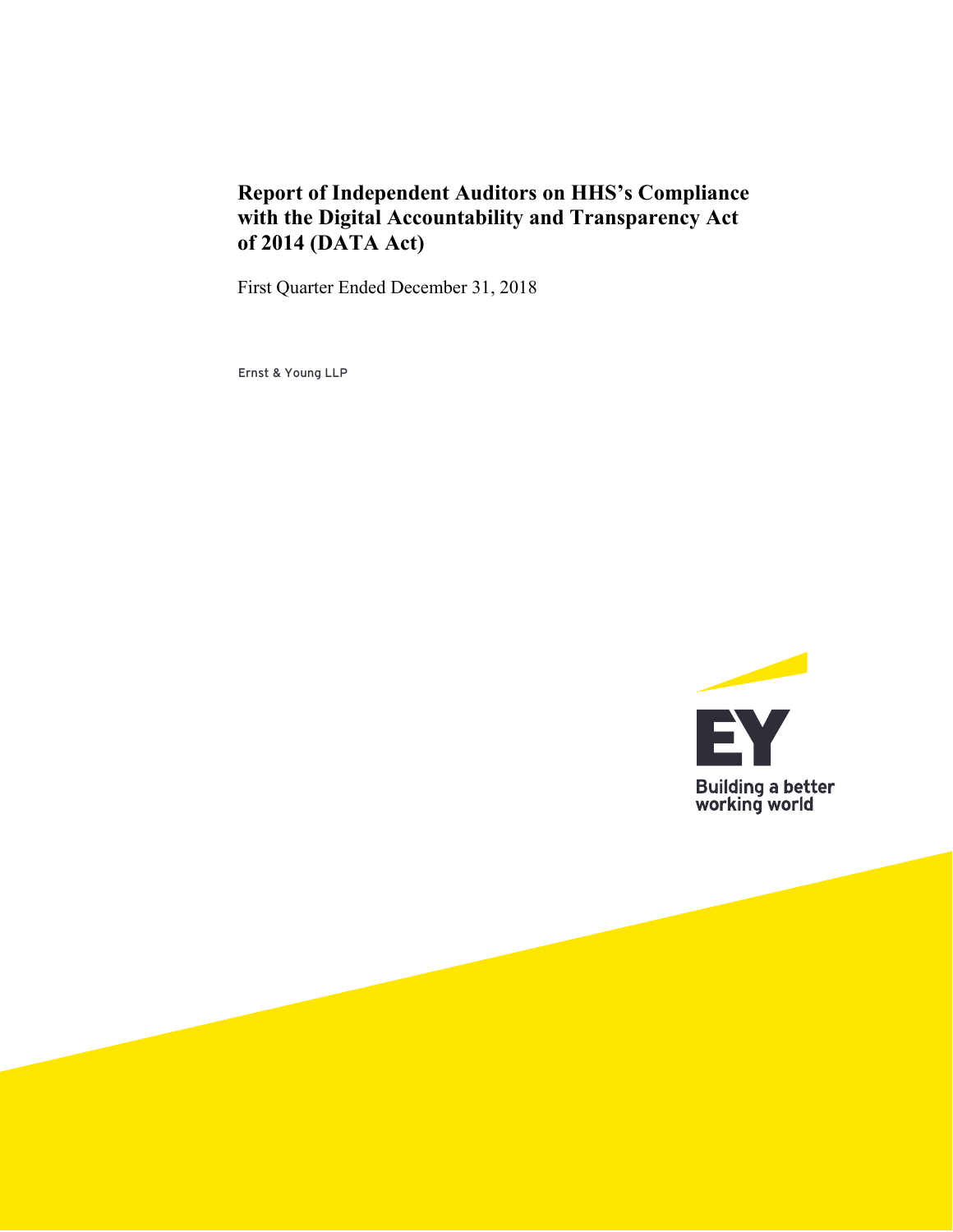# Report of Independent Auditors on HHS's Compliance with the Digital Accountability and Transparency Act of 2014 (DATA Act)

First Quarter Ended December 31, 2018

Ernst & Young LLP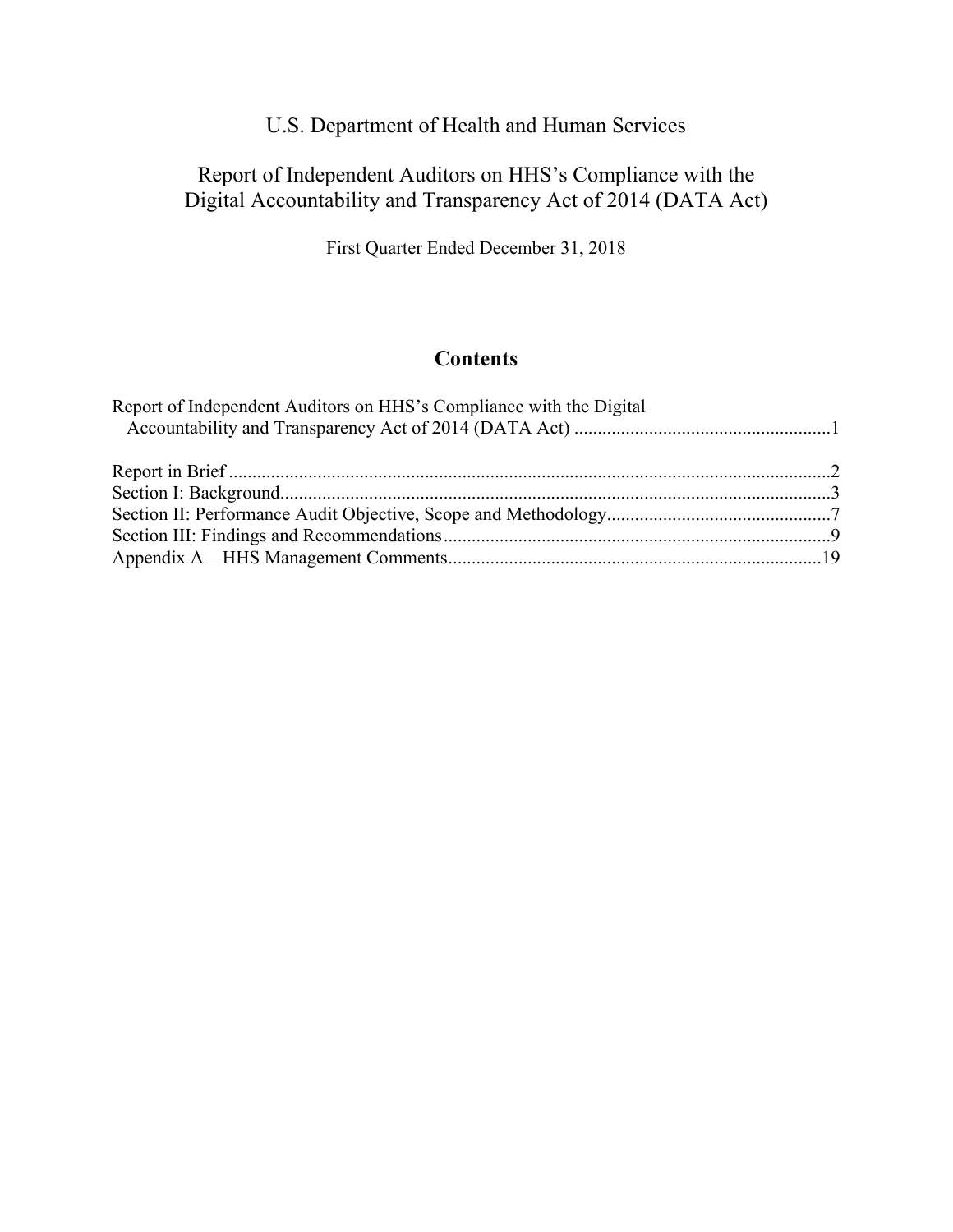# U.S. Department of Health and Human Services

## Report of Independent Auditors on HHS's Compliance with the Digital Accountability and Transparency Act of 2014 (DATA Act)

First Quarter Ended December 31, 2018

## Contents

Report of Independent Auditors on HHS's Compliance with the Digital Accountability and Transparency Act of 2014 (DATA Act) .......................................................1

Report in Brief ................................................................................................................2
Section I: Background.....................................................................................................3
Section II: Performance Audit Objective, Scope and Methodology................................................7
Section III: Findings and Recommendations...................................................................................9
Appendix A – HHS Management Comments................................................................................19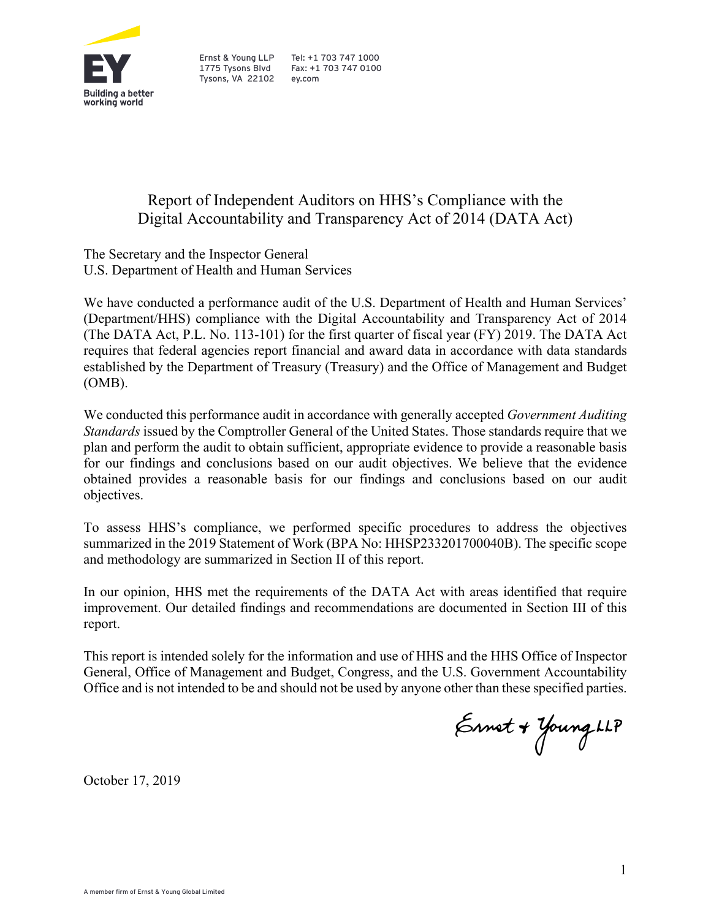Ernst & Young LLP
1775 Tysons Blvd
Tysons, VA 22102

Tel: +1 703 747 1000
Fax: +1 703 747 0100
ey.com

# Report of Independent Auditors on HHS's Compliance with the Digital Accountability and Transparency Act of 2014 (DATA Act)

The Secretary and the Inspector General
U.S. Department of Health and Human Services

We have conducted a performance audit of the U.S. Department of Health and Human Services' (Department/HHS) compliance with the Digital Accountability and Transparency Act of 2014 (The DATA Act, P.L. No. 113-101) for the first quarter of fiscal year (FY) 2019. The DATA Act requires that federal agencies report financial and award data in accordance with data standards established by the Department of Treasury (Treasury) and the Office of Management and Budget (OMB).

We conducted this performance audit in accordance with generally accepted *Government Auditing Standards* issued by the Comptroller General of the United States. Those standards require that we plan and perform the audit to obtain sufficient, appropriate evidence to provide a reasonable basis for our findings and conclusions based on our audit objectives. We believe that the evidence obtained provides a reasonable basis for our findings and conclusions based on our audit objectives.

To assess HHS's compliance, we performed specific procedures to address the objectives summarized in the 2019 Statement of Work (BPA No: HHSP233201700040B). The specific scope and methodology are summarized in Section II of this report.

In our opinion, HHS met the requirements of the DATA Act with areas identified that require improvement. Our detailed findings and recommendations are documented in Section III of this report.

This report is intended solely for the information and use of HHS and the HHS Office of Inspector General, Office of Management and Budget, Congress, and the U.S. Government Accountability Office and is not intended to be and should not be used by anyone other than these specified parties.

Ernst & Young LLP

October 17, 2019

A member firm of Ernst & Young Global Limited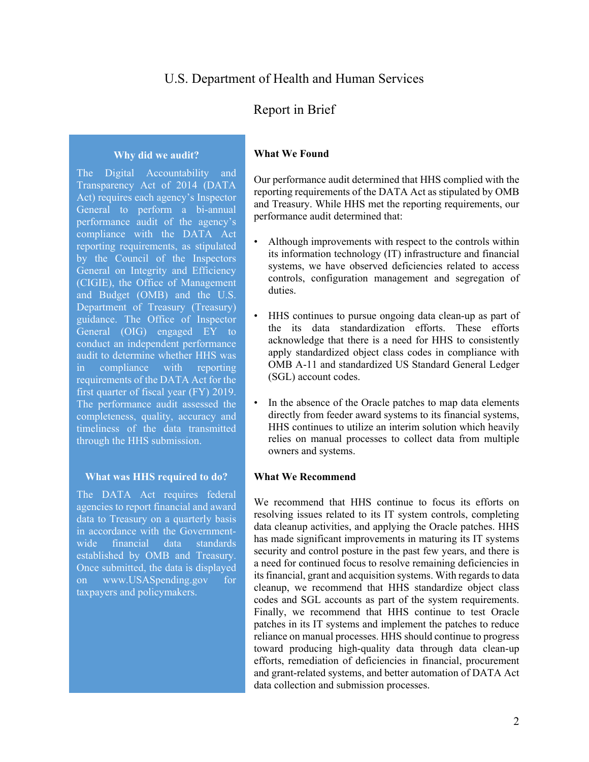# U.S. Department of Health and Human Services

## Report in Brief

### Why did we audit?

The Digital Accountability and Transparency Act of 2014 (DATA Act) requires each agency's Inspector General to perform a bi-annual performance audit of the agency's compliance with the DATA Act reporting requirements, as stipulated by the Council of the Inspectors General on Integrity and Efficiency (CIGIE), the Office of Management and Budget (OMB) and the U.S. Department of Treasury (Treasury) guidance. The Office of Inspector General (OIG) engaged EY to conduct an independent performance audit to determine whether HHS was in compliance with reporting requirements of the DATA Act for the first quarter of fiscal year (FY) 2019. The performance audit assessed the completeness, quality, accuracy and timeliness of the data transmitted through the HHS submission.

### What was HHS required to do?

The DATA Act requires federal agencies to report financial and award data to Treasury on a quarterly basis in accordance with the Government-wide financial data standards established by OMB and Treasury. Once submitted, the data is displayed on www.USASpending.gov for taxpayers and policymakers.

### What We Found

Our performance audit determined that HHS complied with the reporting requirements of the DATA Act as stipulated by OMB and Treasury. While HHS met the reporting requirements, our performance audit determined that:

- Although improvements with respect to the controls within its information technology (IT) infrastructure and financial systems, we have observed deficiencies related to access controls, configuration management and segregation of duties.
- HHS continues to pursue ongoing data clean-up as part of the its data standardization efforts. These efforts acknowledge that there is a need for HHS to consistently apply standardized object class codes in compliance with OMB A-11 and standardized US Standard General Ledger (SGL) account codes.
- In the absence of the Oracle patches to map data elements directly from feeder award systems to its financial systems, HHS continues to utilize an interim solution which heavily relies on manual processes to collect data from multiple owners and systems.

### What We Recommend

We recommend that HHS continue to focus its efforts on resolving issues related to its IT system controls, completing data cleanup activities, and applying the Oracle patches. HHS has made significant improvements in maturing its IT systems security and control posture in the past few years, and there is a need for continued focus to resolve remaining deficiencies in its financial, grant and acquisition systems. With regards to data cleanup, we recommend that HHS standardize object class codes and SGL accounts as part of the system requirements. Finally, we recommend that HHS continue to test Oracle patches in its IT systems and implement the patches to reduce reliance on manual processes. HHS should continue to progress toward producing high-quality data through data clean-up efforts, remediation of deficiencies in financial, procurement and grant-related systems, and better automation of DATA Act data collection and submission processes.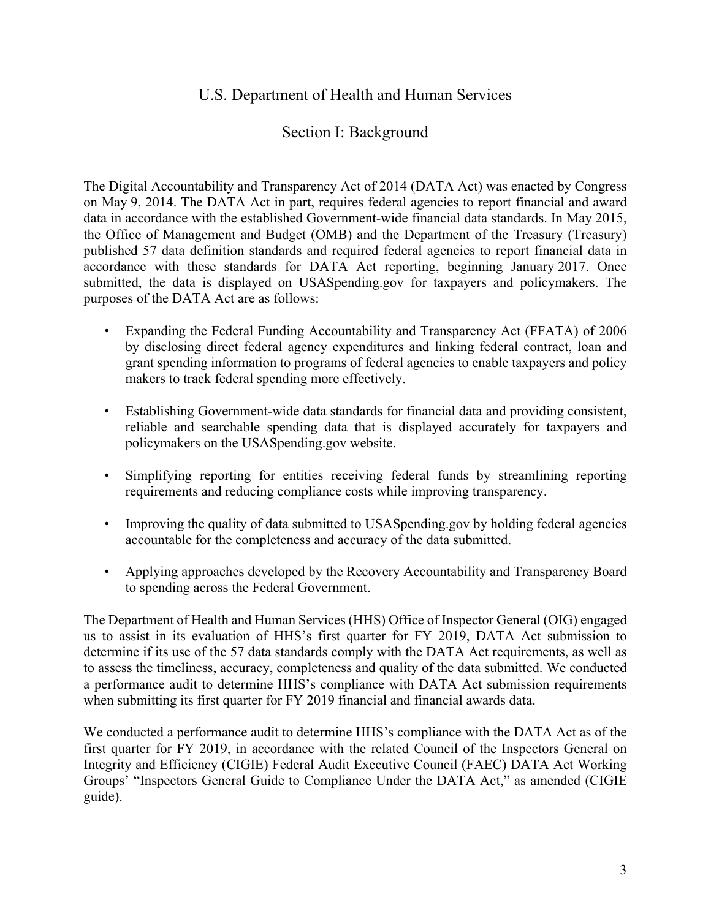## U.S. Department of Health and Human Services

## Section I: Background

The Digital Accountability and Transparency Act of 2014 (DATA Act) was enacted by Congress on May 9, 2014. The DATA Act in part, requires federal agencies to report financial and award data in accordance with the established Government-wide financial data standards. In May 2015, the Office of Management and Budget (OMB) and the Department of the Treasury (Treasury) published 57 data definition standards and required federal agencies to report financial data in accordance with these standards for DATA Act reporting, beginning January 2017. Once submitted, the data is displayed on USASpending.gov for taxpayers and policymakers. The purposes of the DATA Act are as follows:

- Expanding the Federal Funding Accountability and Transparency Act (FFATA) of 2006 by disclosing direct federal agency expenditures and linking federal contract, loan and grant spending information to programs of federal agencies to enable taxpayers and policy makers to track federal spending more effectively.
- Establishing Government-wide data standards for financial data and providing consistent, reliable and searchable spending data that is displayed accurately for taxpayers and policymakers on the USASpending.gov website.
- Simplifying reporting for entities receiving federal funds by streamlining reporting requirements and reducing compliance costs while improving transparency.
- Improving the quality of data submitted to USASpending.gov by holding federal agencies accountable for the completeness and accuracy of the data submitted.
- Applying approaches developed by the Recovery Accountability and Transparency Board to spending across the Federal Government.

The Department of Health and Human Services (HHS) Office of Inspector General (OIG) engaged us to assist in its evaluation of HHS's first quarter for FY 2019, DATA Act submission to determine if its use of the 57 data standards comply with the DATA Act requirements, as well as to assess the timeliness, accuracy, completeness and quality of the data submitted. We conducted a performance audit to determine HHS's compliance with DATA Act submission requirements when submitting its first quarter for FY 2019 financial and financial awards data.

We conducted a performance audit to determine HHS's compliance with the DATA Act as of the first quarter for FY 2019, in accordance with the related Council of the Inspectors General on Integrity and Efficiency (CIGIE) Federal Audit Executive Council (FAEC) DATA Act Working Groups' "Inspectors General Guide to Compliance Under the DATA Act," as amended (CIGIE guide).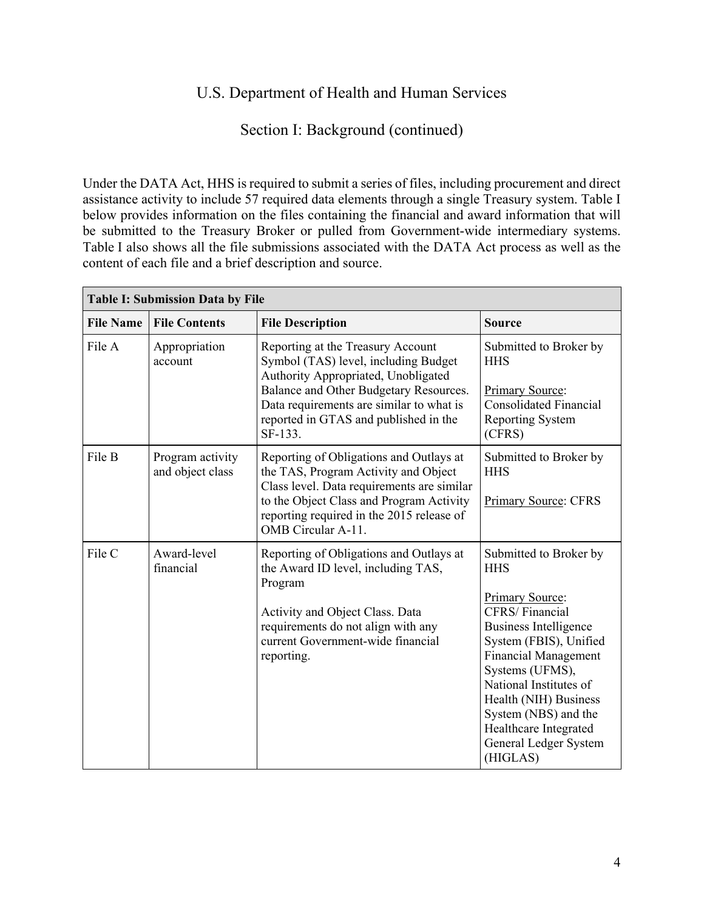# U.S. Department of Health and Human Services

## Section I: Background (continued)

Under the DATA Act, HHS is required to submit a series of files, including procurement and direct assistance activity to include 57 required data elements through a single Treasury system. Table I below provides information on the files containing the financial and award information that will be submitted to the Treasury Broker or pulled from Government-wide intermediary systems. Table I also shows all the file submissions associated with the DATA Act process as well as the content of each file and a brief description and source.

**Table I: Submission Data by File**

| File Name | File Contents | File Description | Source |
|---|---|---|---|
| File A | Appropriation account | Reporting at the Treasury Account Symbol (TAS) level, including Budget Authority Appropriated, Unobligated Balance and Other Budgetary Resources. Data requirements are similar to what is reported in GTAS and published in the SF-133. | Submitted to Broker by HHS<br><br>Primary Source: Consolidated Financial Reporting System (CFRS) |
| File B | Program activity and object class | Reporting of Obligations and Outlays at the TAS, Program Activity and Object Class level. Data requirements are similar to the Object Class and Program Activity reporting required in the 2015 release of OMB Circular A-11. | Submitted to Broker by HHS<br><br>Primary Source: CFRS |
| File C | Award-level financial | Reporting of Obligations and Outlays at the Award ID level, including TAS, Program<br><br>Activity and Object Class. Data requirements do not align with any current Government-wide financial reporting. | Submitted to Broker by HHS<br><br>Primary Source: CFRS/ Financial Business Intelligence System (FBIS), Unified Financial Management Systems (UFMS), National Institutes of Health (NIH) Business System (NBS) and the Healthcare Integrated General Ledger System (HIGLAS) |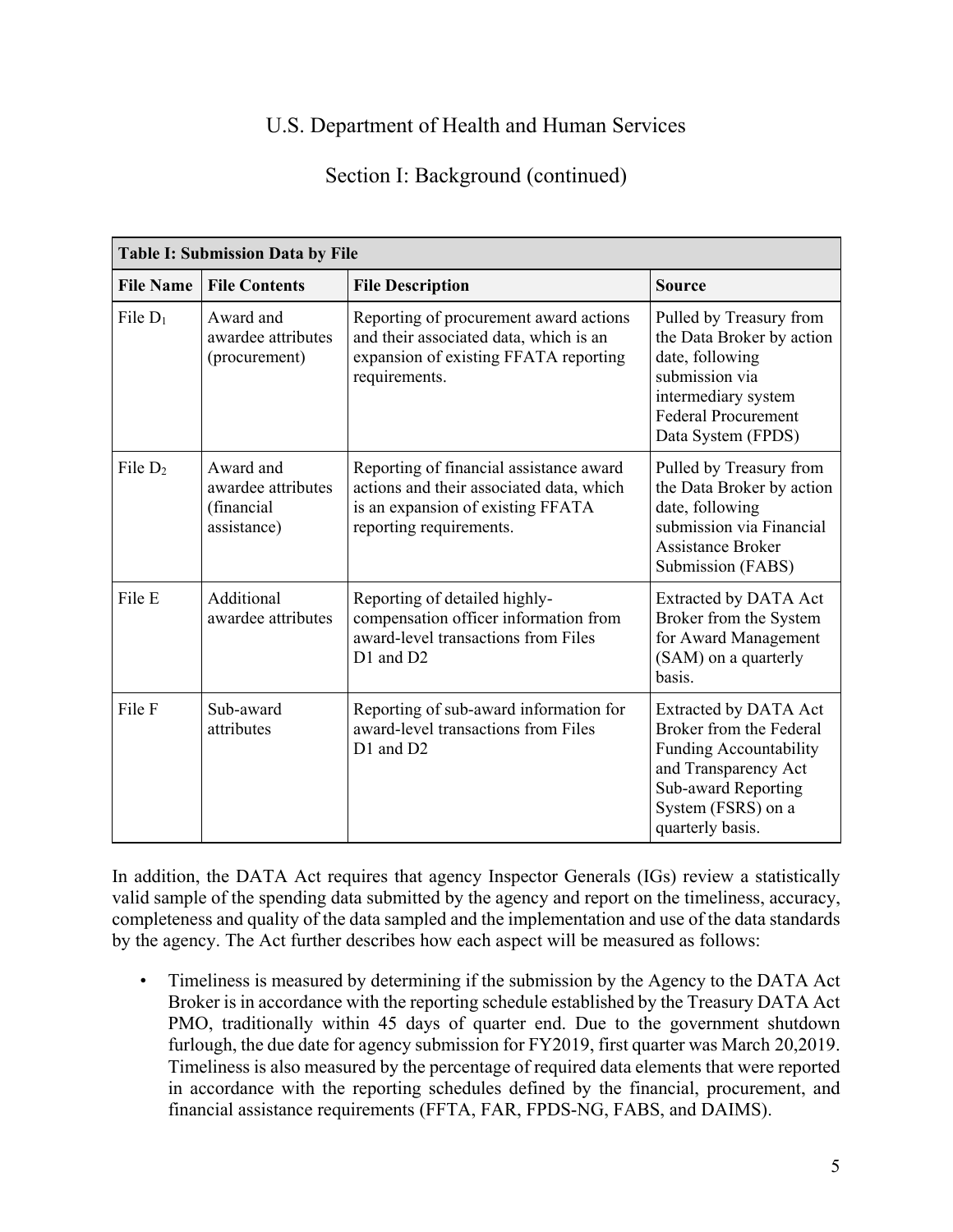U.S. Department of Health and Human Services

Section I: Background (continued)

| **Table I: Submission Data by File** | | | |
|---|---|---|---|
| **File Name** | **File Contents** | **File Description** | **Source** |
| File $D_1$ | Award and awardee attributes (procurement) | Reporting of procurement award actions and their associated data, which is an expansion of existing FFATA reporting requirements. | Pulled by Treasury from the Data Broker by action date, following submission via intermediary system Federal Procurement Data System (FPDS) |
| File $D_2$ | Award and awardee attributes (financial assistance) | Reporting of financial assistance award actions and their associated data, which is an expansion of existing FFATA reporting requirements. | Pulled by Treasury from the Data Broker by action date, following submission via Financial Assistance Broker Submission (FABS) |
| File E | Additional awardee attributes | Reporting of detailed highly-compensation officer information from award-level transactions from Files D1 and D2 | Extracted by DATA Act Broker from the System for Award Management (SAM) on a quarterly basis. |
| File F | Sub-award attributes | Reporting of sub-award information for award-level transactions from Files D1 and D2 | Extracted by DATA Act Broker from the Federal Funding Accountability and Transparency Act Sub-award Reporting System (FSRS) on a quarterly basis. |

In addition, the DATA Act requires that agency Inspector Generals (IGs) review a statistically valid sample of the spending data submitted by the agency and report on the timeliness, accuracy, completeness and quality of the data sampled and the implementation and use of the data standards by the agency. The Act further describes how each aspect will be measured as follows:

- Timeliness is measured by determining if the submission by the Agency to the DATA Act Broker is in accordance with the reporting schedule established by the Treasury DATA Act PMO, traditionally within 45 days of quarter end. Due to the government shutdown furlough, the due date for agency submission for FY2019, first quarter was March 20,2019. Timeliness is also measured by the percentage of required data elements that were reported in accordance with the reporting schedules defined by the financial, procurement, and financial assistance requirements (FFTA, FAR, FPDS-NG, FABS, and DAIMS).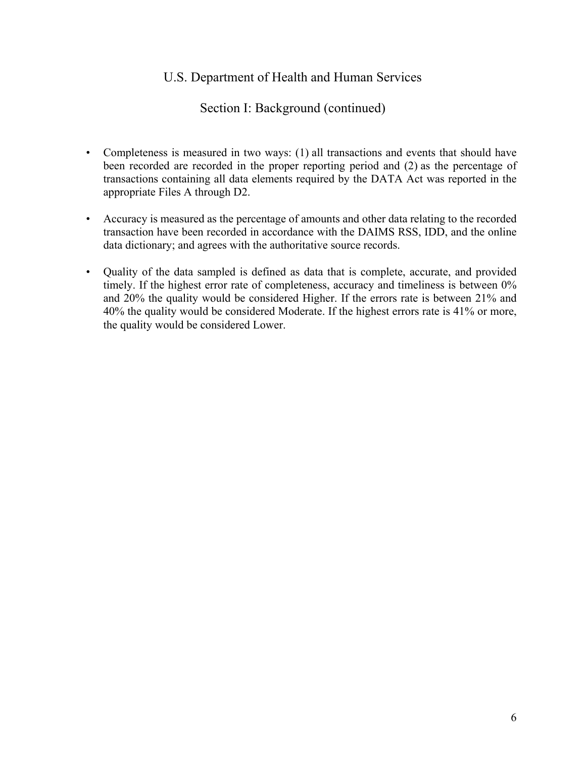U.S. Department of Health and Human Services

Section I: Background (continued)

- Completeness is measured in two ways: (1) all transactions and events that should have been recorded are recorded in the proper reporting period and (2) as the percentage of transactions containing all data elements required by the DATA Act was reported in the appropriate Files A through D2.

- Accuracy is measured as the percentage of amounts and other data relating to the recorded transaction have been recorded in accordance with the DAIMS RSS, IDD, and the online data dictionary; and agrees with the authoritative source records.

- Quality of the data sampled is defined as data that is complete, accurate, and provided timely. If the highest error rate of completeness, accuracy and timeliness is between 0% and 20% the quality would be considered Higher. If the errors rate is between 21% and 40% the quality would be considered Moderate. If the highest errors rate is 41% or more, the quality would be considered Lower.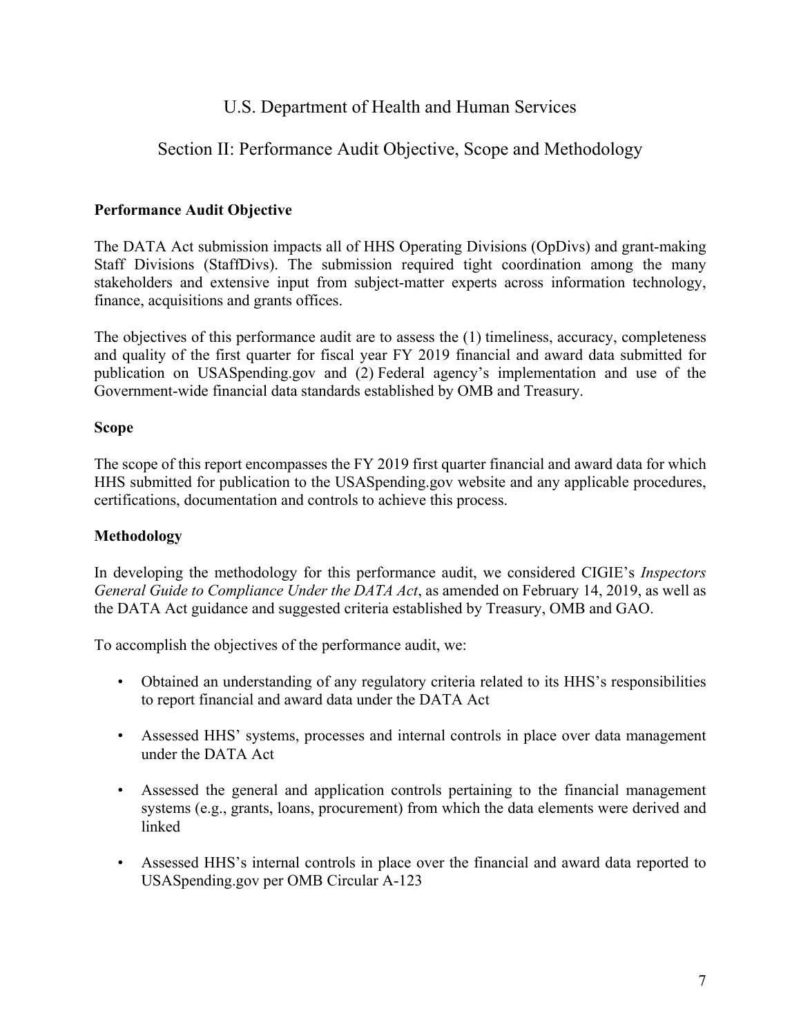# U.S. Department of Health and Human Services

## Section II: Performance Audit Objective, Scope and Methodology

**Performance Audit Objective**

The DATA Act submission impacts all of HHS Operating Divisions (OpDivs) and grant-making Staff Divisions (StaffDivs). The submission required tight coordination among the many stakeholders and extensive input from subject-matter experts across information technology, finance, acquisitions and grants offices.

The objectives of this performance audit are to assess the (1) timeliness, accuracy, completeness and quality of the first quarter for fiscal year FY 2019 financial and award data submitted for publication on USASpending.gov and (2) Federal agency's implementation and use of the Government-wide financial data standards established by OMB and Treasury.

**Scope**

The scope of this report encompasses the FY 2019 first quarter financial and award data for which HHS submitted for publication to the USASpending.gov website and any applicable procedures, certifications, documentation and controls to achieve this process.

**Methodology**

In developing the methodology for this performance audit, we considered CIGIE's *Inspectors General Guide to Compliance Under the DATA Act*, as amended on February 14, 2019, as well as the DATA Act guidance and suggested criteria established by Treasury, OMB and GAO.

To accomplish the objectives of the performance audit, we:

- Obtained an understanding of any regulatory criteria related to its HHS's responsibilities to report financial and award data under the DATA Act
- Assessed HHS' systems, processes and internal controls in place over data management under the DATA Act
- Assessed the general and application controls pertaining to the financial management systems (e.g., grants, loans, procurement) from which the data elements were derived and linked
- Assessed HHS's internal controls in place over the financial and award data reported to USASpending.gov per OMB Circular A-123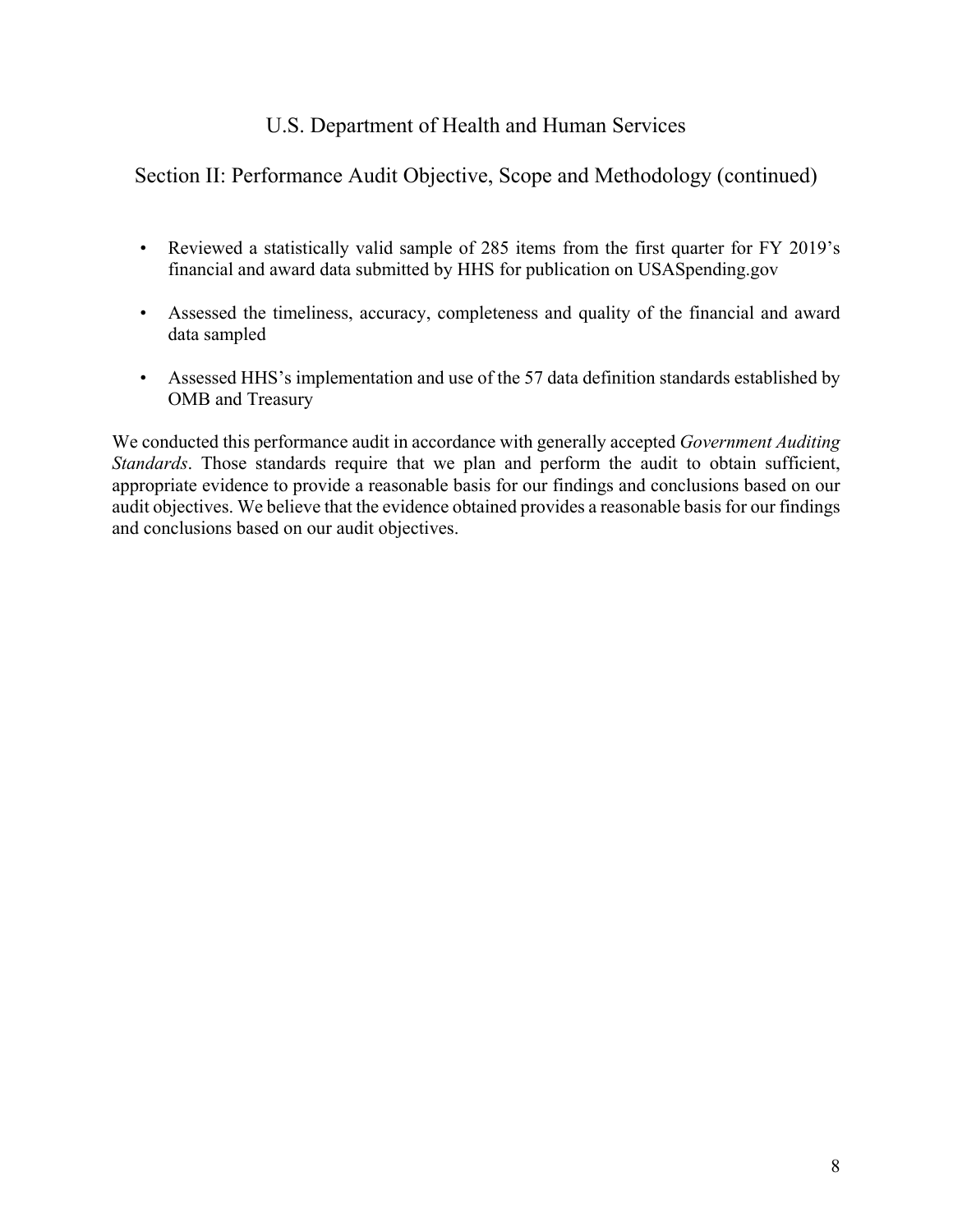U.S. Department of Health and Human Services

## Section II: Performance Audit Objective, Scope and Methodology (continued)

- Reviewed a statistically valid sample of 285 items from the first quarter for FY 2019's financial and award data submitted by HHS for publication on USASpending.gov
- Assessed the timeliness, accuracy, completeness and quality of the financial and award data sampled
- Assessed HHS's implementation and use of the 57 data definition standards established by OMB and Treasury

We conducted this performance audit in accordance with generally accepted *Government Auditing Standards*. Those standards require that we plan and perform the audit to obtain sufficient, appropriate evidence to provide a reasonable basis for our findings and conclusions based on our audit objectives. We believe that the evidence obtained provides a reasonable basis for our findings and conclusions based on our audit objectives.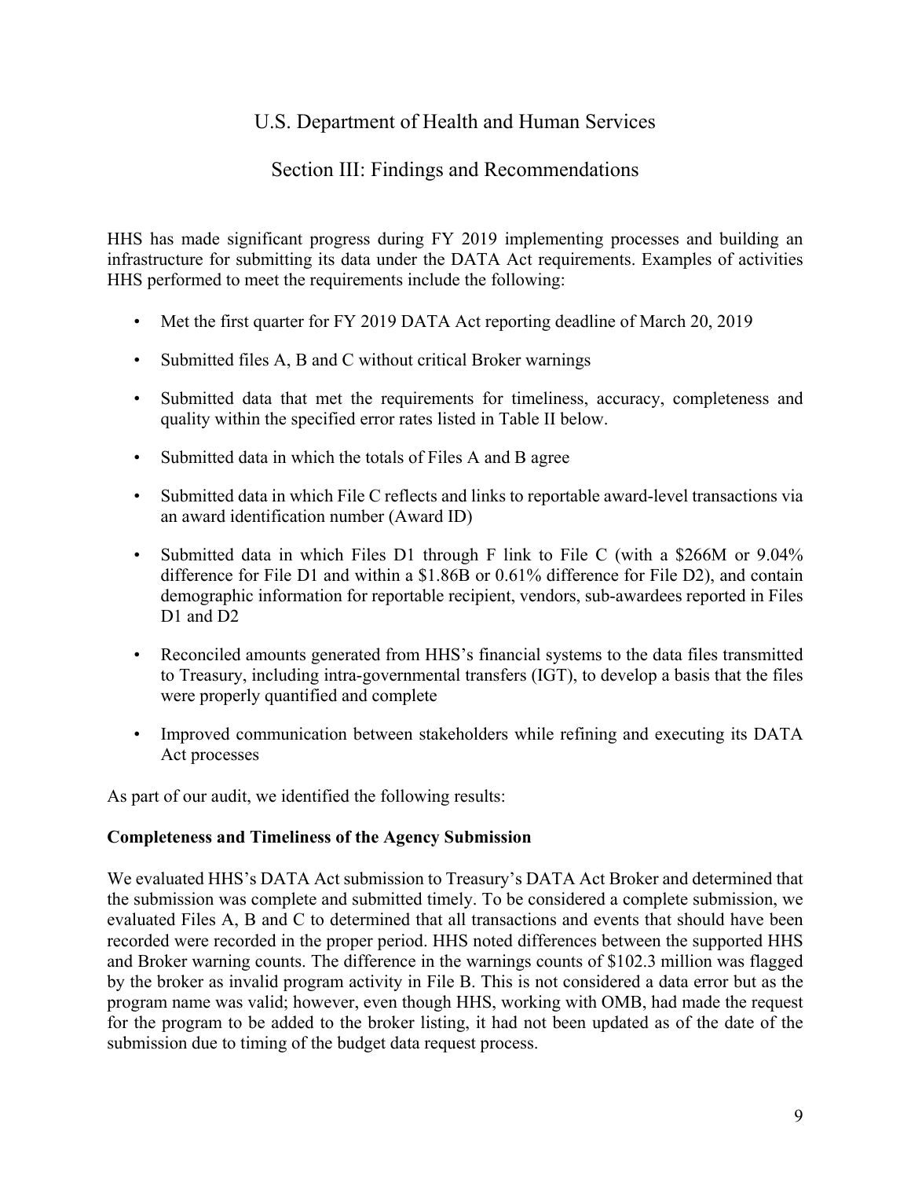# U.S. Department of Health and Human Services

## Section III: Findings and Recommendations

HHS has made significant progress during FY 2019 implementing processes and building an infrastructure for submitting its data under the DATA Act requirements. Examples of activities HHS performed to meet the requirements include the following:

- Met the first quarter for FY 2019 DATA Act reporting deadline of March 20, 2019
- Submitted files A, B and C without critical Broker warnings
- Submitted data that met the requirements for timeliness, accuracy, completeness and quality within the specified error rates listed in Table II below.
- Submitted data in which the totals of Files A and B agree
- Submitted data in which File C reflects and links to reportable award-level transactions via an award identification number (Award ID)
- Submitted data in which Files D1 through F link to File C (with a $266M or 9.04% difference for File D1 and within a $1.86B or 0.61% difference for File D2), and contain demographic information for reportable recipient, vendors, sub-awardees reported in Files D1 and D2
- Reconciled amounts generated from HHS's financial systems to the data files transmitted to Treasury, including intra-governmental transfers (IGT), to develop a basis that the files were properly quantified and complete
- Improved communication between stakeholders while refining and executing its DATA Act processes

As part of our audit, we identified the following results:

**Completeness and Timeliness of the Agency Submission**

We evaluated HHS's DATA Act submission to Treasury's DATA Act Broker and determined that the submission was complete and submitted timely. To be considered a complete submission, we evaluated Files A, B and C to determined that all transactions and events that should have been recorded were recorded in the proper period. HHS noted differences between the supported HHS and Broker warning counts. The difference in the warnings counts of $102.3 million was flagged by the broker as invalid program activity in File B. This is not considered a data error but as the program name was valid; however, even though HHS, working with OMB, had made the request for the program to be added to the broker listing, it had not been updated as of the date of the submission due to timing of the budget data request process.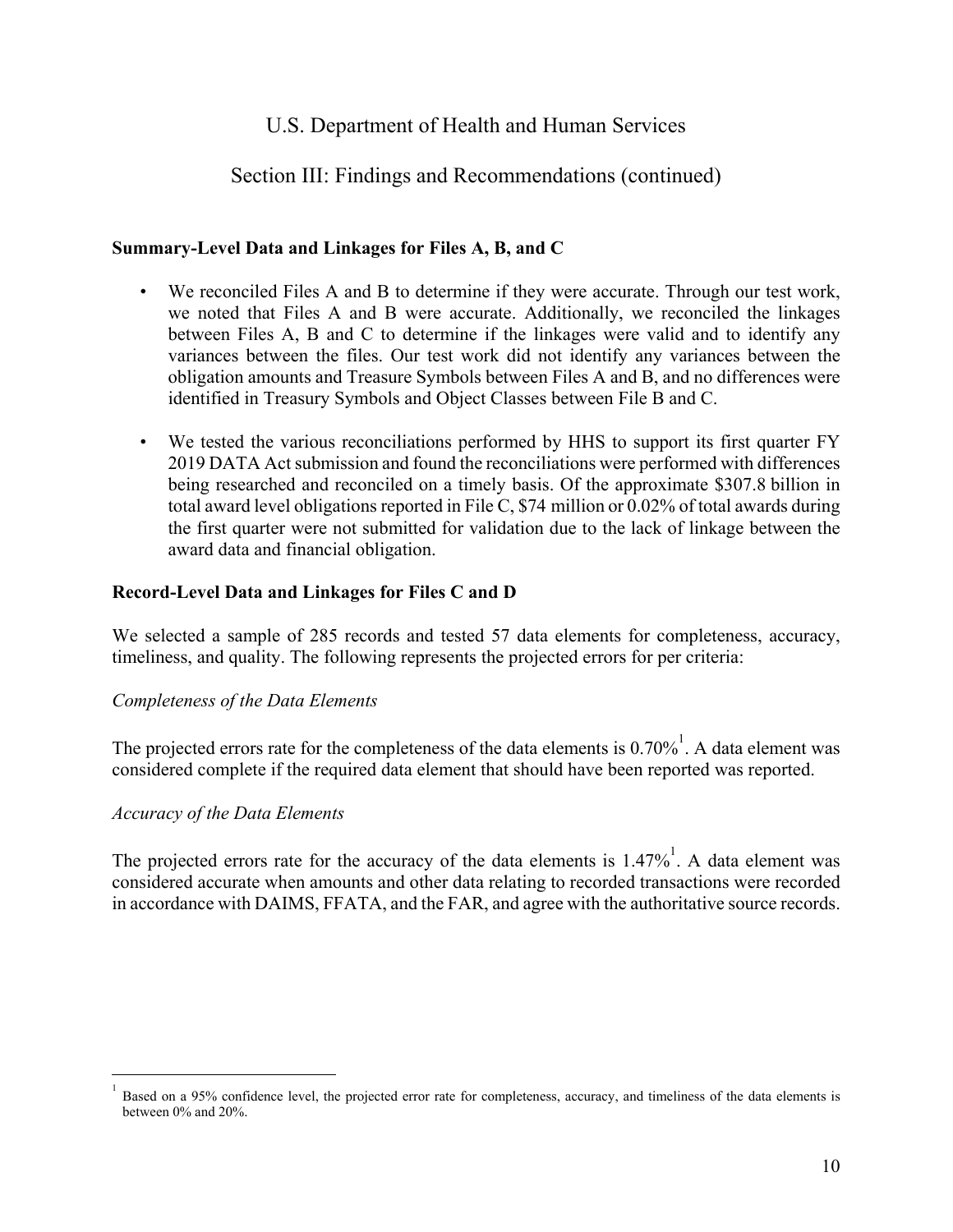# U.S. Department of Health and Human Services

## Section III: Findings and Recommendations (continued)

**Summary-Level Data and Linkages for Files A, B, and C**

- We reconciled Files A and B to determine if they were accurate. Through our test work, we noted that Files A and B were accurate. Additionally, we reconciled the linkages between Files A, B and C to determine if the linkages were valid and to identify any variances between the files. Our test work did not identify any variances between the obligation amounts and Treasure Symbols between Files A and B, and no differences were identified in Treasury Symbols and Object Classes between File B and C.
- We tested the various reconciliations performed by HHS to support its first quarter FY 2019 DATA Act submission and found the reconciliations were performed with differences being researched and reconciled on a timely basis. Of the approximate $307.8 billion in total award level obligations reported in File C, $74 million or 0.02% of total awards during the first quarter were not submitted for validation due to the lack of linkage between the award data and financial obligation.

**Record-Level Data and Linkages for Files C and D**

We selected a sample of 285 records and tested 57 data elements for completeness, accuracy, timeliness, and quality. The following represents the projected errors for per criteria:

*Completeness of the Data Elements*

The projected errors rate for the completeness of the data elements is 0.70%[1]. A data element was considered complete if the required data element that should have been reported was reported.

*Accuracy of the Data Elements*

The projected errors rate for the accuracy of the data elements is 1.47%[1]. A data element was considered accurate when amounts and other data relating to recorded transactions were recorded in accordance with DAIMS, FFATA, and the FAR, and agree with the authoritative source records.

---

[1] Based on a 95% confidence level, the projected error rate for completeness, accuracy, and timeliness of the data elements is between 0% and 20%.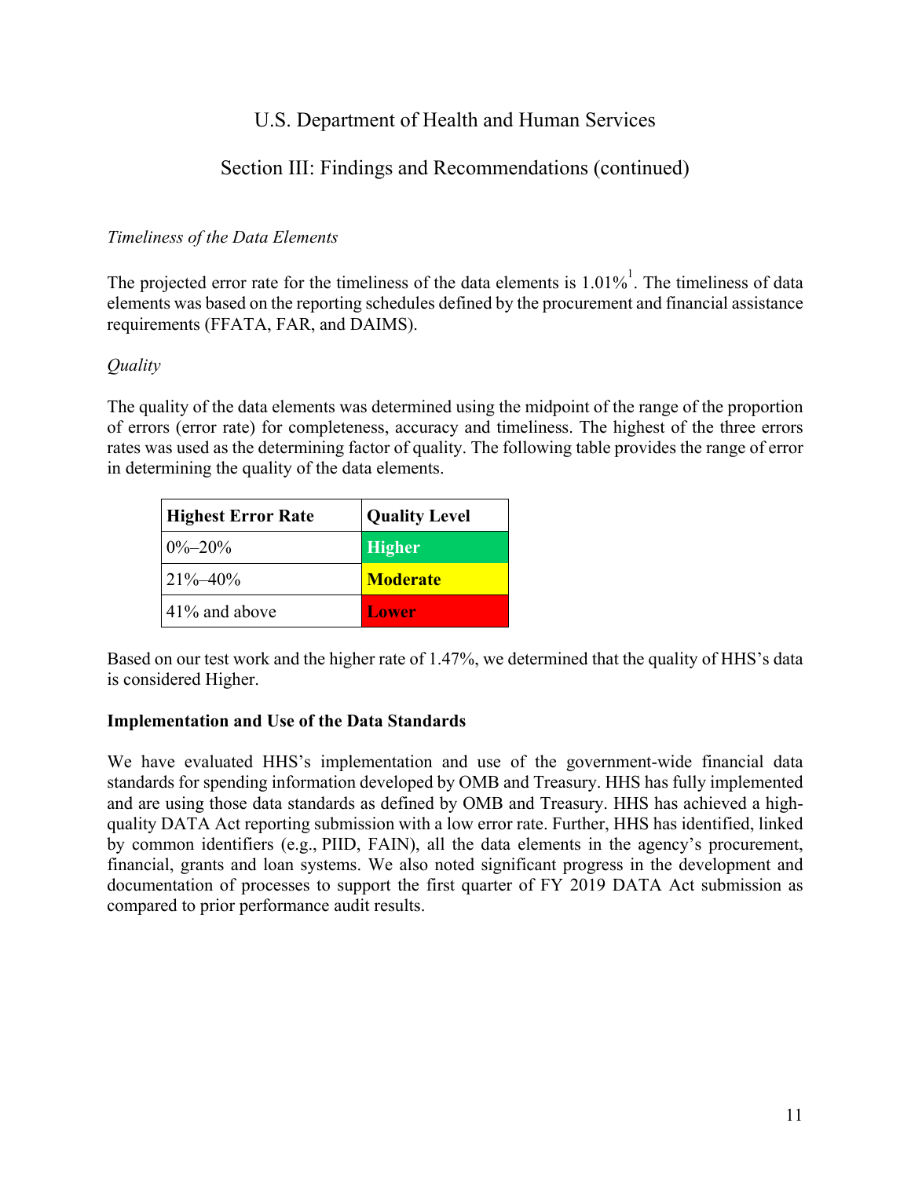U.S. Department of Health and Human Services

Section III: Findings and Recommendations (continued)

*Timeliness of the Data Elements*

The projected error rate for the timeliness of the data elements is 1.01%[1]. The timeliness of data elements was based on the reporting schedules defined by the procurement and financial assistance requirements (FFATA, FAR, and DAIMS).

*Quality*

The quality of the data elements was determined using the midpoint of the range of the proportion of errors (error rate) for completeness, accuracy and timeliness. The highest of the three errors rates was used as the determining factor of quality. The following table provides the range of error in determining the quality of the data elements.

| Highest Error Rate | Quality Level |
|---|---|
| 0%–20% | **Higher** |
| 21%–40% | **Moderate** |
| 41% and above | **Lower** |

Based on our test work and the higher rate of 1.47%, we determined that the quality of HHS's data is considered Higher.

**Implementation and Use of the Data Standards**

We have evaluated HHS's implementation and use of the government-wide financial data standards for spending information developed by OMB and Treasury. HHS has fully implemented and are using those data standards as defined by OMB and Treasury. HHS has achieved a high-quality DATA Act reporting submission with a low error rate. Further, HHS has identified, linked by common identifiers (e.g., PIID, FAIN), all the data elements in the agency's procurement, financial, grants and loan systems. We also noted significant progress in the development and documentation of processes to support the first quarter of FY 2019 DATA Act submission as compared to prior performance audit results.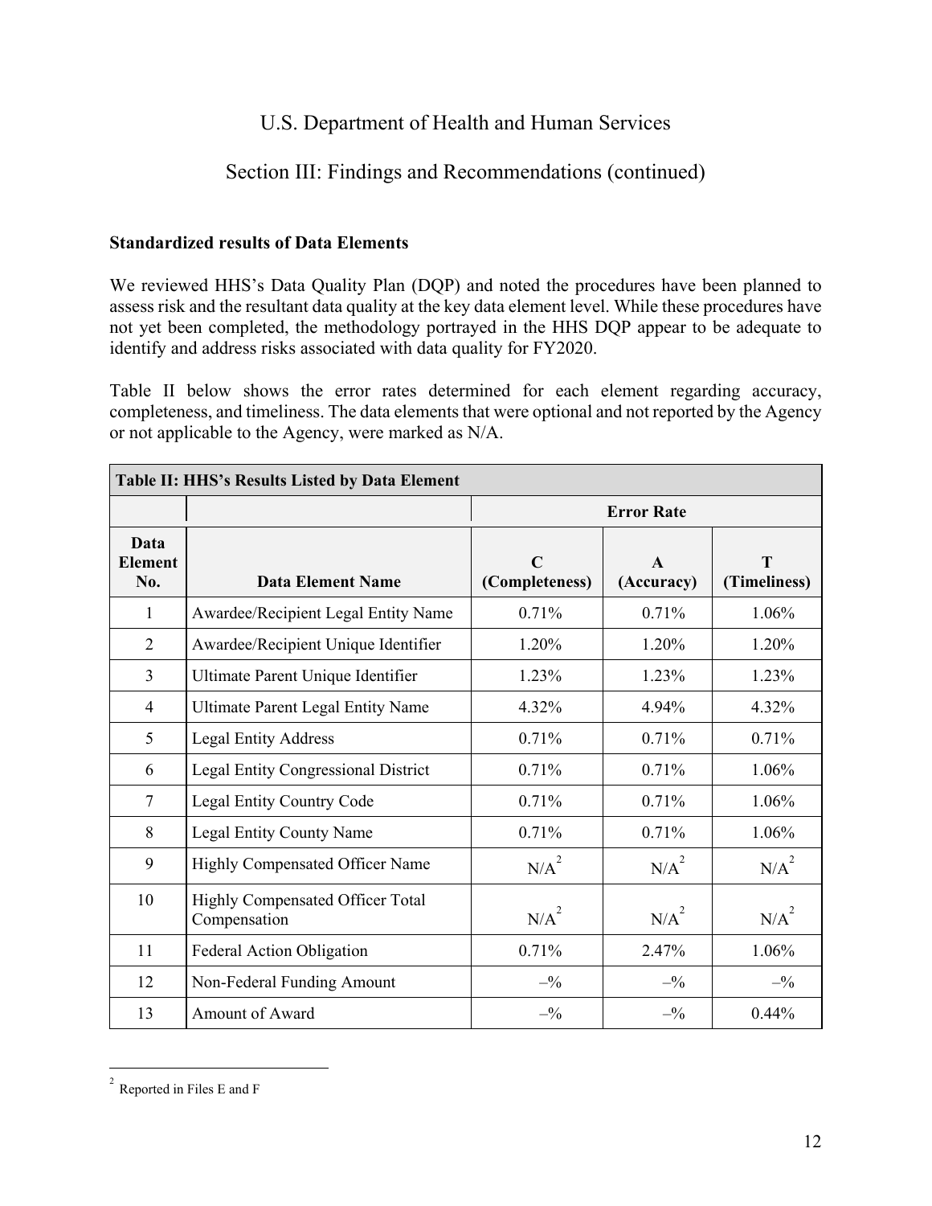# U.S. Department of Health and Human Services

## Section III: Findings and Recommendations (continued)

**Standardized results of Data Elements**

We reviewed HHS's Data Quality Plan (DQP) and noted the procedures have been planned to assess risk and the resultant data quality at the key data element level. While these procedures have not yet been completed, the methodology portrayed in the HHS DQP appear to be adequate to identify and address risks associated with data quality for FY2020.

Table II below shows the error rates determined for each element regarding accuracy, completeness, and timeliness. The data elements that were optional and not reported by the Agency or not applicable to the Agency, were marked as N/A.

| Table II: HHS's Results Listed by Data Element | | | | |
|---|---|---|---|---|
| | | **Error Rate** | | |
| **Data Element No.** | **Data Element Name** | **C (Completeness)** | **A (Accuracy)** | **T (Timeliness)** |
| 1 | Awardee/Recipient Legal Entity Name | 0.71% | 0.71% | 1.06% |
| 2 | Awardee/Recipient Unique Identifier | 1.20% | 1.20% | 1.20% |
| 3 | Ultimate Parent Unique Identifier | 1.23% | 1.23% | 1.23% |
| 4 | Ultimate Parent Legal Entity Name | 4.32% | 4.94% | 4.32% |
| 5 | Legal Entity Address | 0.71% | 0.71% | 0.71% |
| 6 | Legal Entity Congressional District | 0.71% | 0.71% | 1.06% |
| 7 | Legal Entity Country Code | 0.71% | 0.71% | 1.06% |
| 8 | Legal Entity County Name | 0.71% | 0.71% | 1.06% |
| 9 | Highly Compensated Officer Name | N/A[2] | N/A[2] | N/A[2] |
| 10 | Highly Compensated Officer Total Compensation | N/A[2] | N/A[2] | N/A[2] |
| 11 | Federal Action Obligation | 0.71% | 2.47% | 1.06% |
| 12 | Non-Federal Funding Amount | –% | –% | –% |
| 13 | Amount of Award | –% | –% | 0.44% |

[2] Reported in Files E and F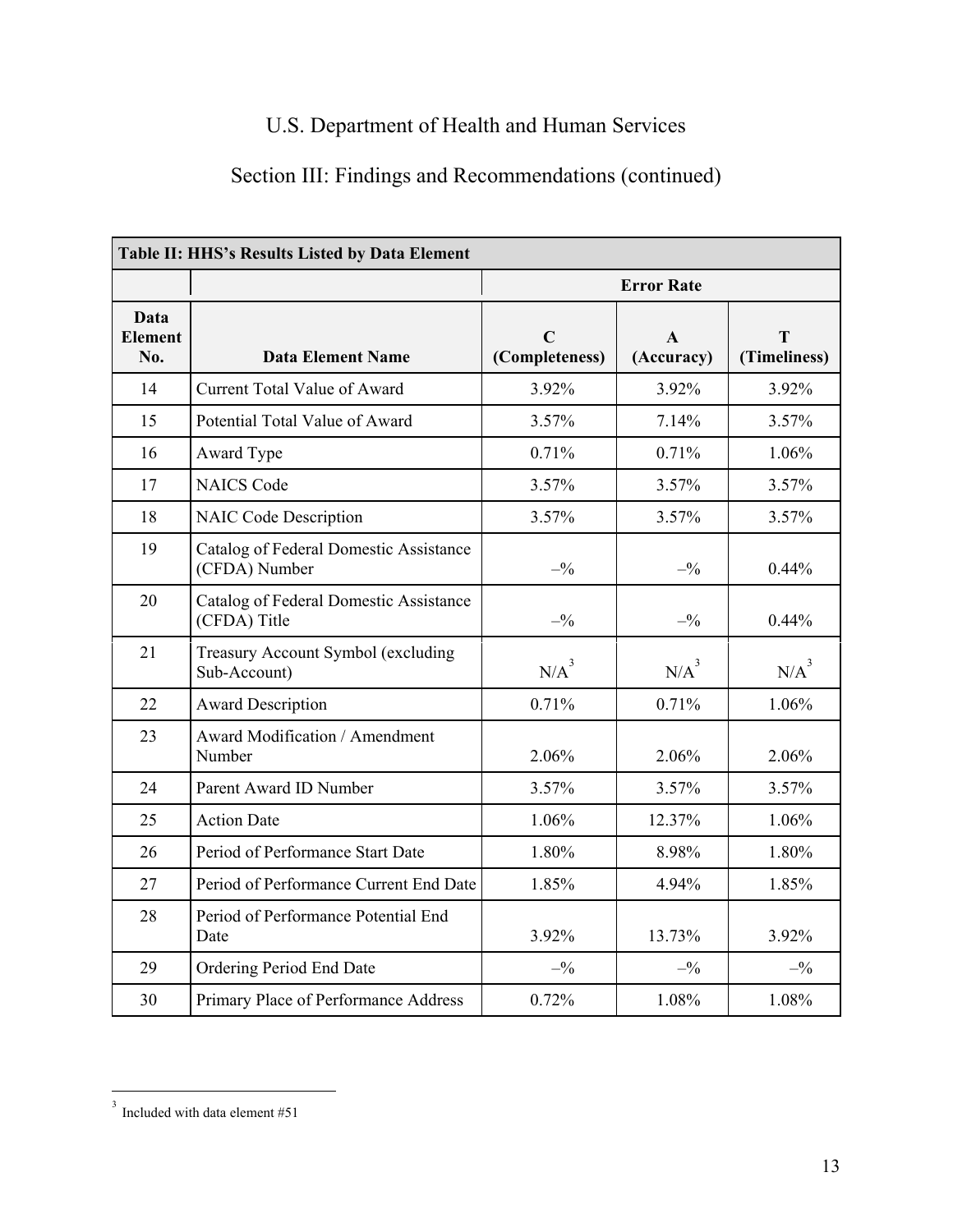# U.S. Department of Health and Human Services

## Section III: Findings and Recommendations (continued)

| Table II: HHS's Results Listed by Data Element | | | | |
|---|---|---|---|---|
| | | Error Rate | | |
| Data Element No. | Data Element Name | C (Completeness) | A (Accuracy) | T (Timeliness) |
| 14 | Current Total Value of Award | 3.92% | 3.92% | 3.92% |
| 15 | Potential Total Value of Award | 3.57% | 7.14% | 3.57% |
| 16 | Award Type | 0.71% | 0.71% | 1.06% |
| 17 | NAICS Code | 3.57% | 3.57% | 3.57% |
| 18 | NAIC Code Description | 3.57% | 3.57% | 3.57% |
| 19 | Catalog of Federal Domestic Assistance (CFDA) Number | –% | –% | 0.44% |
| 20 | Catalog of Federal Domestic Assistance (CFDA) Title | –% | –% | 0.44% |
| 21 | Treasury Account Symbol (excluding Sub-Account) | N/A[3] | N/A[3] | N/A[3] |
| 22 | Award Description | 0.71% | 0.71% | 1.06% |
| 23 | Award Modification / Amendment Number | 2.06% | 2.06% | 2.06% |
| 24 | Parent Award ID Number | 3.57% | 3.57% | 3.57% |
| 25 | Action Date | 1.06% | 12.37% | 1.06% |
| 26 | Period of Performance Start Date | 1.80% | 8.98% | 1.80% |
| 27 | Period of Performance Current End Date | 1.85% | 4.94% | 1.85% |
| 28 | Period of Performance Potential End Date | 3.92% | 13.73% | 3.92% |
| 29 | Ordering Period End Date | –% | –% | –% |
| 30 | Primary Place of Performance Address | 0.72% | 1.08% | 1.08% |

[3] Included with data element #51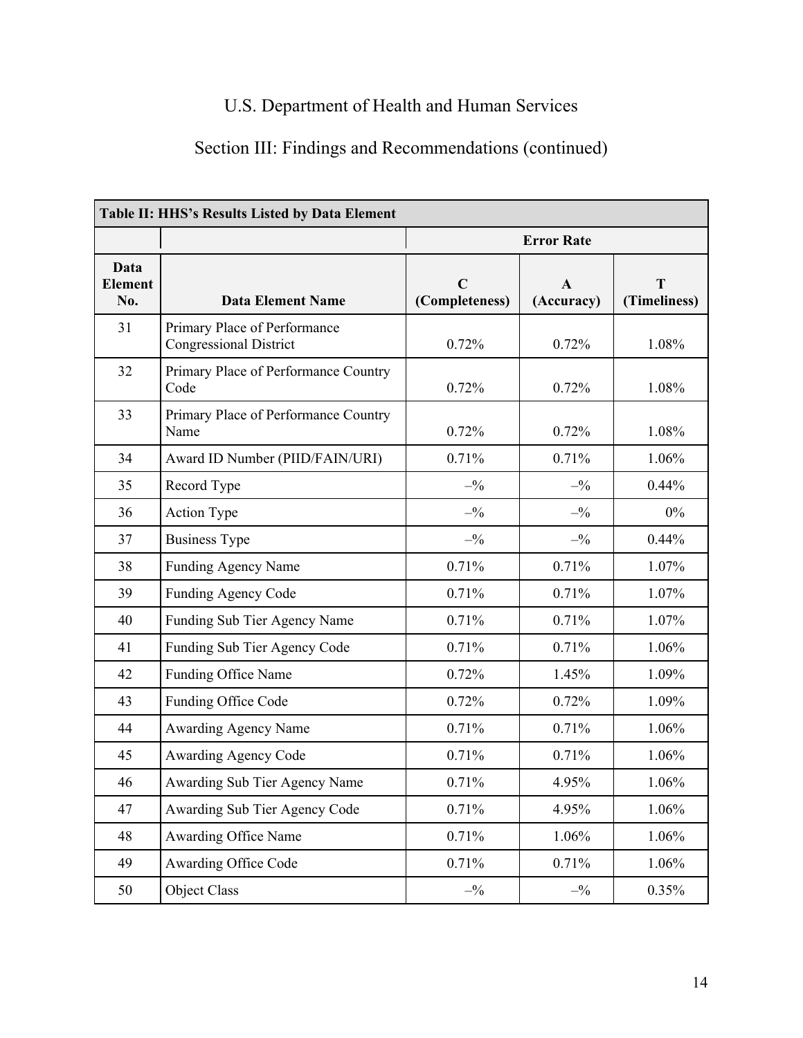U.S. Department of Health and Human Services

Section III: Findings and Recommendations (continued)

**Table II: HHS's Results Listed by Data Element**

| | | Error Rate | | |
|---|---|---|---|---|
| **Data Element No.** | **Data Element Name** | **C (Completeness)** | **A (Accuracy)** | **T (Timeliness)** |
| 31 | Primary Place of Performance Congressional District | 0.72% | 0.72% | 1.08% |
| 32 | Primary Place of Performance Country Code | 0.72% | 0.72% | 1.08% |
| 33 | Primary Place of Performance Country Name | 0.72% | 0.72% | 1.08% |
| 34 | Award ID Number (PIID/FAIN/URI) | 0.71% | 0.71% | 1.06% |
| 35 | Record Type | –% | –% | 0.44% |
| 36 | Action Type | –% | –% | 0% |
| 37 | Business Type | –% | –% | 0.44% |
| 38 | Funding Agency Name | 0.71% | 0.71% | 1.07% |
| 39 | Funding Agency Code | 0.71% | 0.71% | 1.07% |
| 40 | Funding Sub Tier Agency Name | 0.71% | 0.71% | 1.07% |
| 41 | Funding Sub Tier Agency Code | 0.71% | 0.71% | 1.06% |
| 42 | Funding Office Name | 0.72% | 1.45% | 1.09% |
| 43 | Funding Office Code | 0.72% | 0.72% | 1.09% |
| 44 | Awarding Agency Name | 0.71% | 0.71% | 1.06% |
| 45 | Awarding Agency Code | 0.71% | 0.71% | 1.06% |
| 46 | Awarding Sub Tier Agency Name | 0.71% | 4.95% | 1.06% |
| 47 | Awarding Sub Tier Agency Code | 0.71% | 4.95% | 1.06% |
| 48 | Awarding Office Name | 0.71% | 1.06% | 1.06% |
| 49 | Awarding Office Code | 0.71% | 0.71% | 1.06% |
| 50 | Object Class | –% | –% | 0.35% |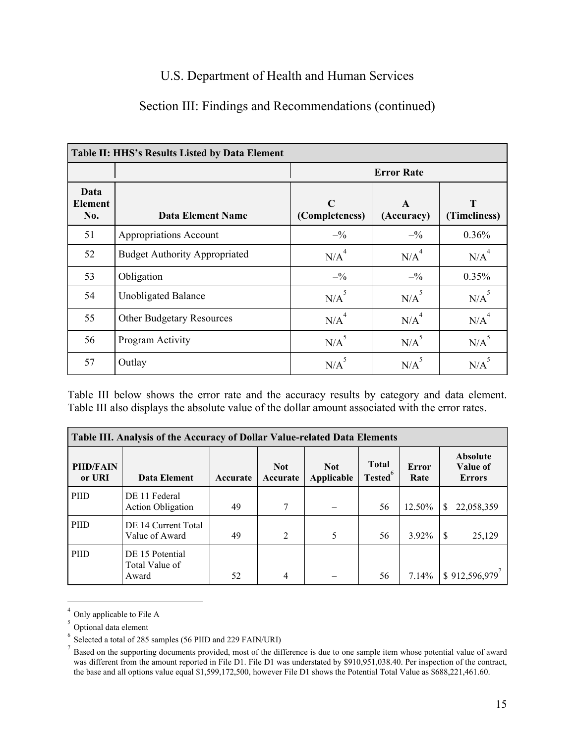U.S. Department of Health and Human Services

Section III: Findings and Recommendations (continued)

| Table II: HHS's Results Listed by Data Element | | | | |
|---|---|---|---|---|
| | | **Error Rate** | | |
| **Data Element No.** | **Data Element Name** | **C (Completeness)** | **A (Accuracy)** | **T (Timeliness)** |
| 51 | Appropriations Account | –% | –% | 0.36% |
| 52 | Budget Authority Appropriated | N/A[4] | N/A[4] | N/A[4] |
| 53 | Obligation | –% | –% | 0.35% |
| 54 | Unobligated Balance | N/A[5] | N/A[5] | N/A[5] |
| 55 | Other Budgetary Resources | N/A[4] | N/A[4] | N/A[4] |
| 56 | Program Activity | N/A[5] | N/A[5] | N/A[5] |
| 57 | Outlay | N/A[5] | N/A[5] | N/A[5] |

Table III below shows the error rate and the accuracy results by category and data element. Table III also displays the absolute value of the dollar amount associated with the error rates.

| Table III. Analysis of the Accuracy of Dollar Value-related Data Elements | | | | | | | |
|---|---|---|---|---|---|---|---|
| **PIID/FAIN or URI** | **Data Element** | **Accurate** | **Not Accurate** | **Not Applicable** | **Total Tested[6]** | **Error Rate** | **Absolute Value of Errors** |
| PIID | DE 11 Federal Action Obligation | 49 | 7 | – | 56 | 12.50% | $ 22,058,359 |
| PIID | DE 14 Current Total Value of Award | 49 | 2 | 5 | 56 | 3.92% | $ 25,129 |
| PIID | DE 15 Potential Total Value of Award | 52 | 4 | – | 56 | 7.14% | $ 912,596,979[7] |

[4] Only applicable to File A

[5] Optional data element

[6] Selected a total of 285 samples (56 PIID and 229 FAIN/URI)

[7] Based on the supporting documents provided, most of the difference is due to one sample item whose potential value of award was different from the amount reported in File D1. File D1 was understated by $910,951,038.40. Per inspection of the contract, the base and all options value equal $1,599,172,500, however File D1 shows the Potential Total Value as $688,221,461.60.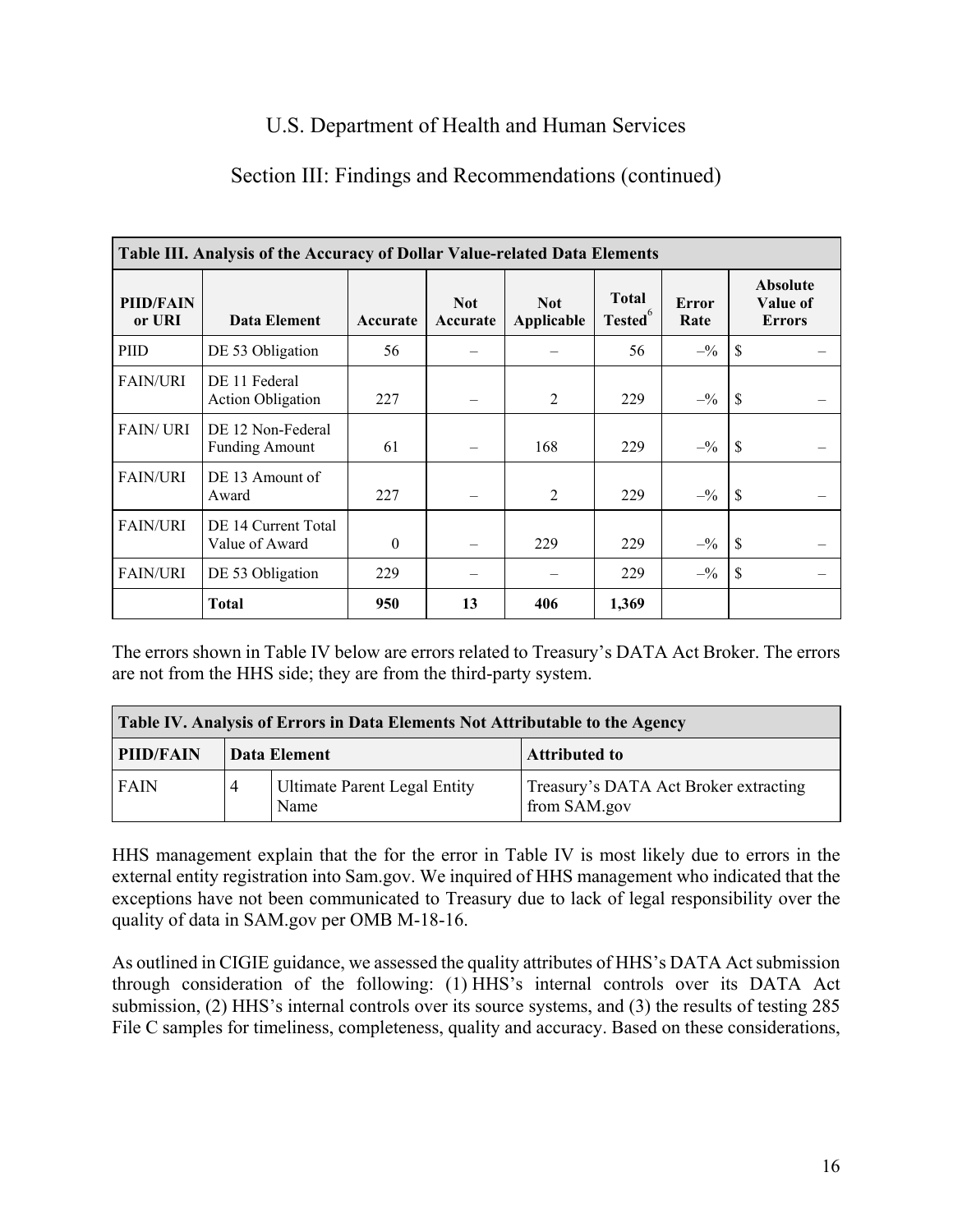# U.S. Department of Health and Human Services

## Section III: Findings and Recommendations (continued)

| Table III. Analysis of the Accuracy of Dollar Value-related Data Elements | | | | | | | |
|---|---|---|---|---|---|---|---|
| PIID/FAIN or URI | Data Element | Accurate | Not Accurate | Not Applicable | Total Tested[6] | Error Rate | Absolute Value of Errors |
| PIID | DE 53 Obligation | 56 | – | – | 56 | –% | $ – |
| FAIN/URI | DE 11 Federal Action Obligation | 227 | – | 2 | 229 | –% | $ – |
| FAIN/ URI | DE 12 Non-Federal Funding Amount | 61 | – | 168 | 229 | –% | $ – |
| FAIN/URI | DE 13 Amount of Award | 227 | – | 2 | 229 | –% | $ – |
| FAIN/URI | DE 14 Current Total Value of Award | 0 | – | 229 | 229 | –% | $ – |
| FAIN/URI | DE 53 Obligation | 229 | – | – | 229 | –% | $ – |
| | **Total** | **950** | **13** | **406** | **1,369** | | |

The errors shown in Table IV below are errors related to Treasury's DATA Act Broker. The errors are not from the HHS side; they are from the third-party system.

| Table IV. Analysis of Errors in Data Elements Not Attributable to the Agency | | | |
|---|---|---|---|
| PIID/FAIN | Data Element | | Attributed to |
| FAIN | 4 | Ultimate Parent Legal Entity Name | Treasury's DATA Act Broker extracting from SAM.gov |

HHS management explain that the for the error in Table IV is most likely due to errors in the external entity registration into Sam.gov. We inquired of HHS management who indicated that the exceptions have not been communicated to Treasury due to lack of legal responsibility over the quality of data in SAM.gov per OMB M-18-16.

As outlined in CIGIE guidance, we assessed the quality attributes of HHS's DATA Act submission through consideration of the following: (1) HHS's internal controls over its DATA Act submission, (2) HHS's internal controls over its source systems, and (3) the results of testing 285 File C samples for timeliness, completeness, quality and accuracy. Based on these considerations,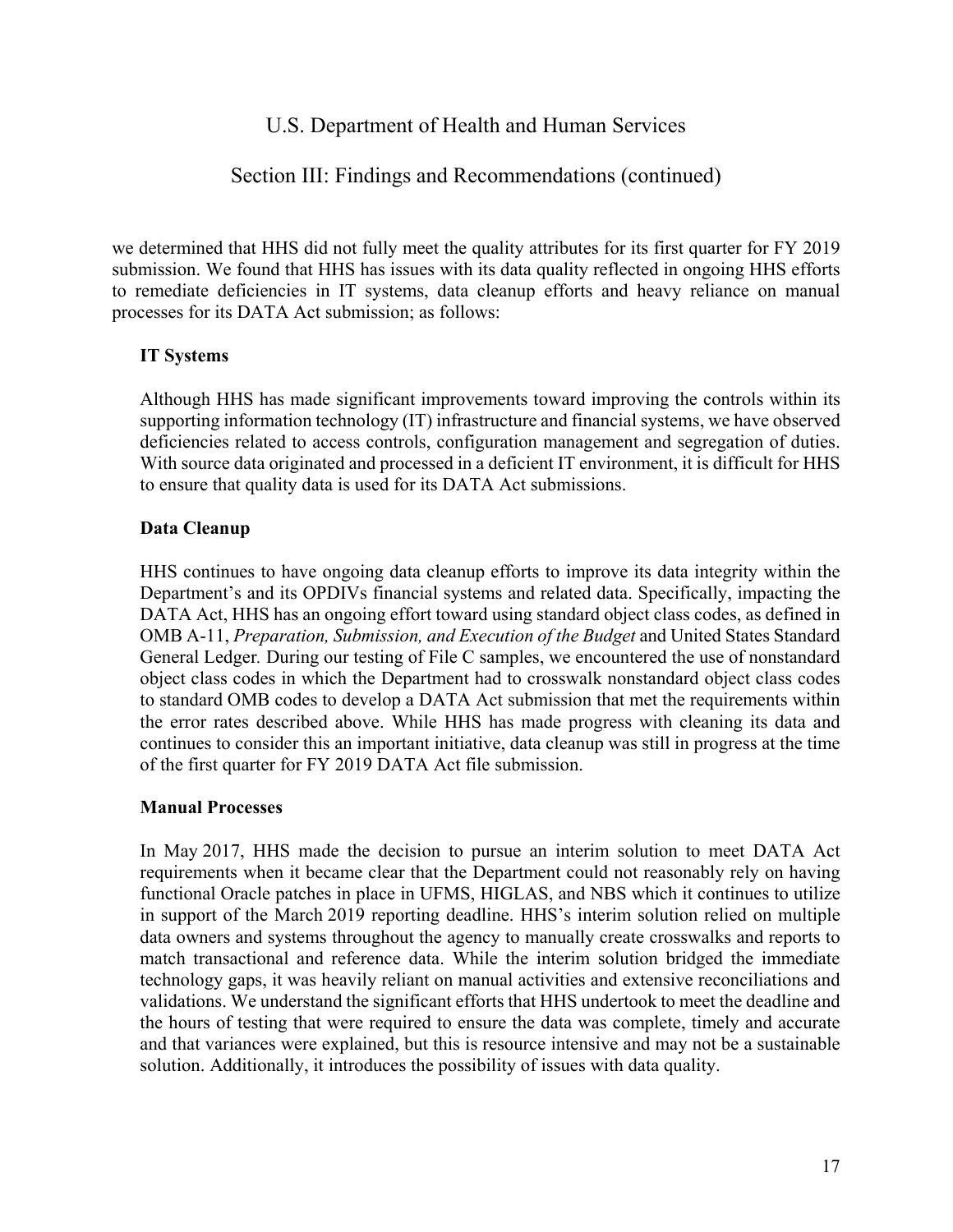we determined that HHS did not fully meet the quality attributes for its first quarter for FY 2019 submission. We found that HHS has issues with its data quality reflected in ongoing HHS efforts to remediate deficiencies in IT systems, data cleanup efforts and heavy reliance on manual processes for its DATA Act submission; as follows:

**IT Systems**

Although HHS has made significant improvements toward improving the controls within its supporting information technology (IT) infrastructure and financial systems, we have observed deficiencies related to access controls, configuration management and segregation of duties. With source data originated and processed in a deficient IT environment, it is difficult for HHS to ensure that quality data is used for its DATA Act submissions.

**Data Cleanup**

HHS continues to have ongoing data cleanup efforts to improve its data integrity within the Department's and its OPDIVs financial systems and related data. Specifically, impacting the DATA Act, HHS has an ongoing effort toward using standard object class codes, as defined in OMB A-11, *Preparation, Submission, and Execution of the Budget* and United States Standard General Ledger. During our testing of File C samples, we encountered the use of nonstandard object class codes in which the Department had to crosswalk nonstandard object class codes to standard OMB codes to develop a DATA Act submission that met the requirements within the error rates described above. While HHS has made progress with cleaning its data and continues to consider this an important initiative, data cleanup was still in progress at the time of the first quarter for FY 2019 DATA Act file submission.

**Manual Processes**

In May 2017, HHS made the decision to pursue an interim solution to meet DATA Act requirements when it became clear that the Department could not reasonably rely on having functional Oracle patches in place in UFMS, HIGLAS, and NBS which it continues to utilize in support of the March 2019 reporting deadline. HHS's interim solution relied on multiple data owners and systems throughout the agency to manually create crosswalks and reports to match transactional and reference data. While the interim solution bridged the immediate technology gaps, it was heavily reliant on manual activities and extensive reconciliations and validations. We understand the significant efforts that HHS undertook to meet the deadline and the hours of testing that were required to ensure the data was complete, timely and accurate and that variances were explained, but this is resource intensive and may not be a sustainable solution. Additionally, it introduces the possibility of issues with data quality.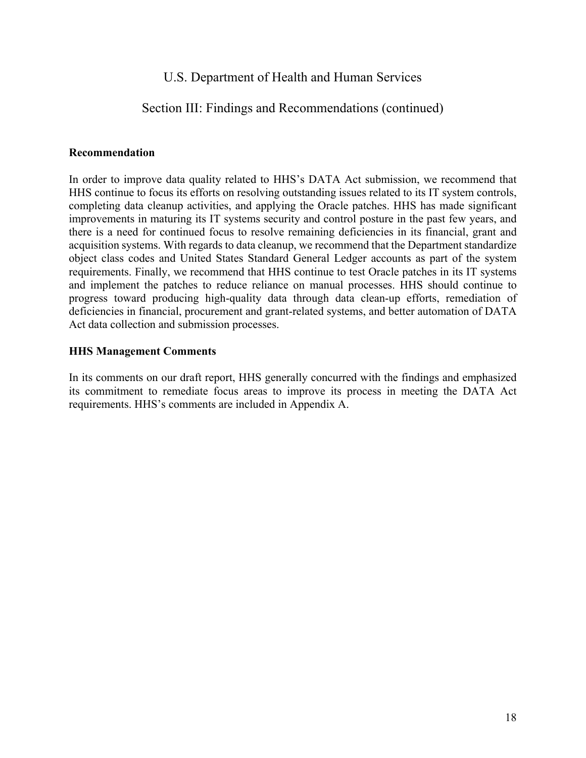U.S. Department of Health and Human Services

Section III: Findings and Recommendations (continued)

**Recommendation**

In order to improve data quality related to HHS's DATA Act submission, we recommend that HHS continue to focus its efforts on resolving outstanding issues related to its IT system controls, completing data cleanup activities, and applying the Oracle patches. HHS has made significant improvements in maturing its IT systems security and control posture in the past few years, and there is a need for continued focus to resolve remaining deficiencies in its financial, grant and acquisition systems. With regards to data cleanup, we recommend that the Department standardize object class codes and United States Standard General Ledger accounts as part of the system requirements. Finally, we recommend that HHS continue to test Oracle patches in its IT systems and implement the patches to reduce reliance on manual processes. HHS should continue to progress toward producing high-quality data through data clean-up efforts, remediation of deficiencies in financial, procurement and grant-related systems, and better automation of DATA Act data collection and submission processes.

**HHS Management Comments**

In its comments on our draft report, HHS generally concurred with the findings and emphasized its commitment to remediate focus areas to improve its process in meeting the DATA Act requirements. HHS's comments are included in Appendix A.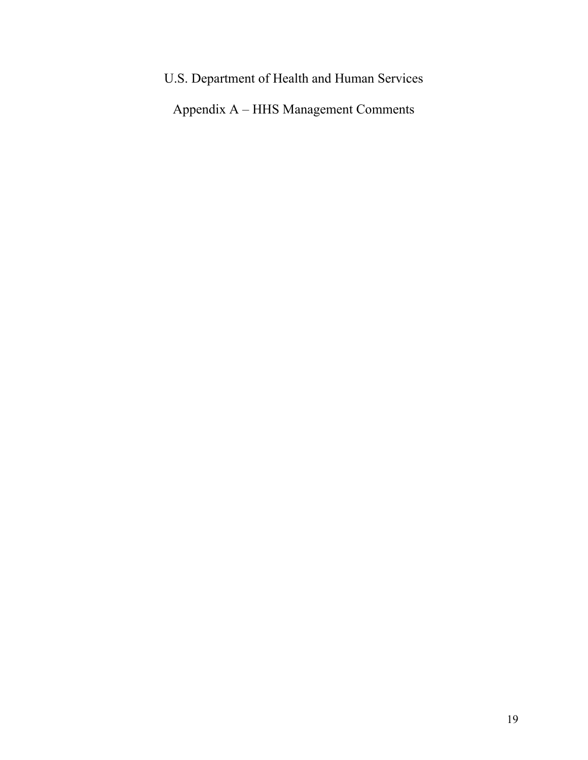U.S. Department of Health and Human Services

Appendix A – HHS Management Comments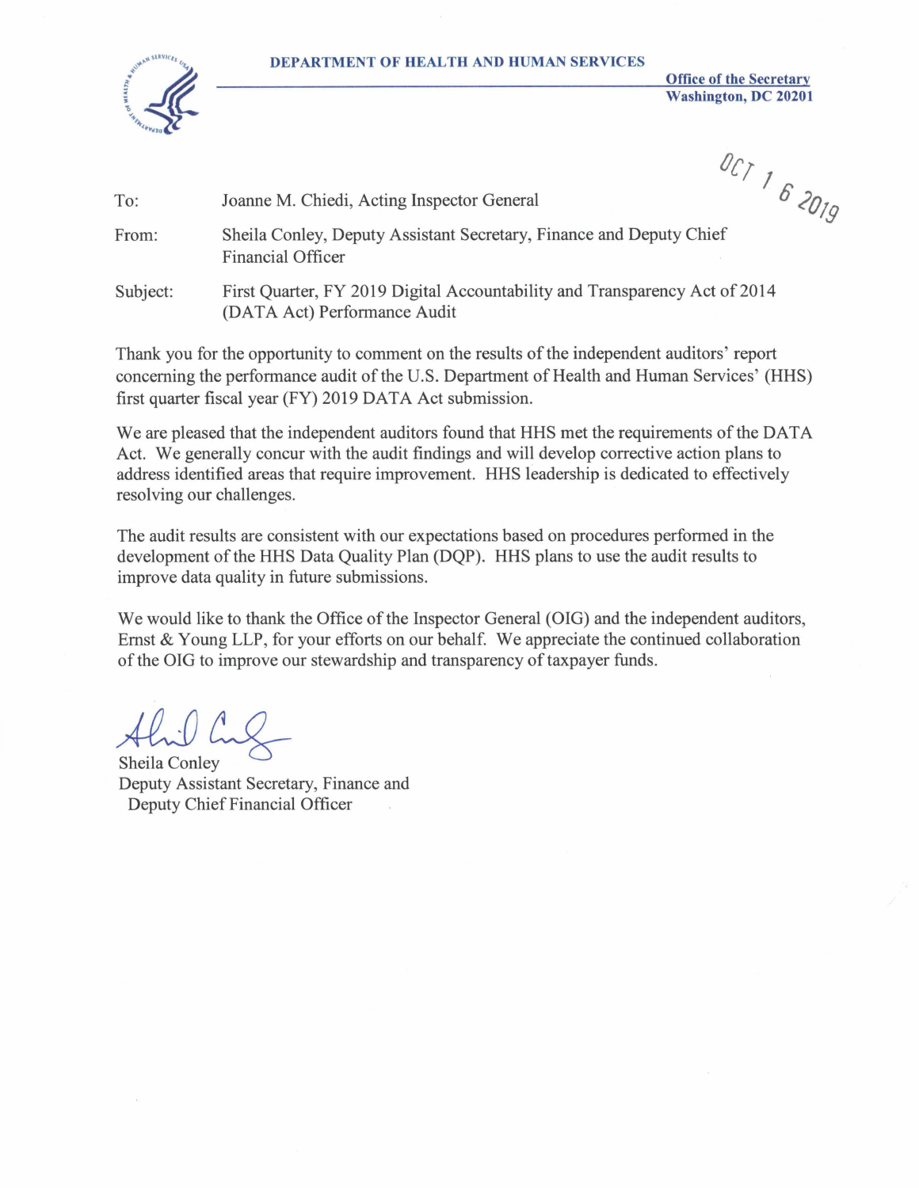**DEPARTMENT OF HEALTH AND HUMAN SERVICES**

**Office of the Secretary**
**Washington, DC 20201**

OCT 16 2019

To: Joanne M. Chiedi, Acting Inspector General

From: Sheila Conley, Deputy Assistant Secretary, Finance and Deputy Chief Financial Officer

Subject: First Quarter, FY 2019 Digital Accountability and Transparency Act of 2014 (DATA Act) Performance Audit

Thank you for the opportunity to comment on the results of the independent auditors' report concerning the performance audit of the U.S. Department of Health and Human Services' (HHS) first quarter fiscal year (FY) 2019 DATA Act submission.

We are pleased that the independent auditors found that HHS met the requirements of the DATA Act. We generally concur with the audit findings and will develop corrective action plans to address identified areas that require improvement. HHS leadership is dedicated to effectively resolving our challenges.

The audit results are consistent with our expectations based on procedures performed in the development of the HHS Data Quality Plan (DQP). HHS plans to use the audit results to improve data quality in future submissions.

We would like to thank the Office of the Inspector General (OIG) and the independent auditors, Ernst & Young LLP, for your efforts on our behalf. We appreciate the continued collaboration of the OIG to improve our stewardship and transparency of taxpayer funds.

Sheila Conley
Deputy Assistant Secretary, Finance and
Deputy Chief Financial Officer